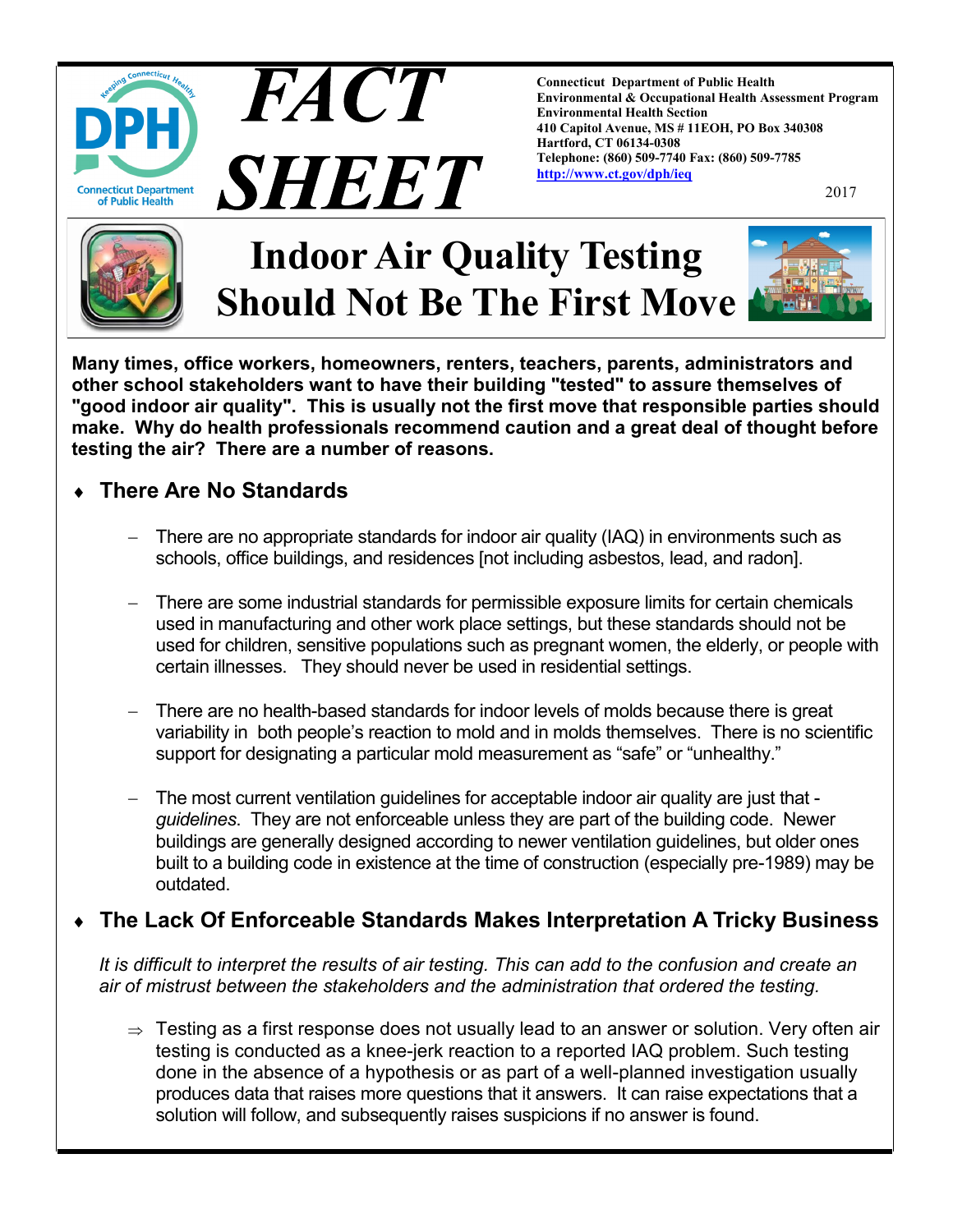# FACT SHEET

**Connecticut Department of Public Health**
**Environmental & Occupational Health Assessment Program**
**Environmental Health Section**
**410 Capitol Avenue, MS # 11EOH, PO Box 340308**
**Hartford, CT 06134-0308**
**Telephone: (860) 509-7740 Fax: (860) 509-7785**
**http://www.ct.gov/dph/ieq**

2017

# Indoor Air Quality Testing Should Not Be The First Move

**Many times, office workers, homeowners, renters, teachers, parents, administrators and other school stakeholders want to have their building "tested" to assure themselves of "good indoor air quality". This is usually not the first move that responsible parties should make. Why do health professionals recommend caution and a great deal of thought before testing the air? There are a number of reasons.**

## There Are No Standards

- There are no appropriate standards for indoor air quality (IAQ) in environments such as schools, office buildings, and residences [not including asbestos, lead, and radon].
- There are some industrial standards for permissible exposure limits for certain chemicals used in manufacturing and other work place settings, but these standards should not be used for children, sensitive populations such as pregnant women, the elderly, or people with certain illnesses. They should never be used in residential settings.
- There are no health-based standards for indoor levels of molds because there is great variability in both people's reaction to mold and in molds themselves. There is no scientific support for designating a particular mold measurement as "safe" or "unhealthy."
- The most current ventilation guidelines for acceptable indoor air quality are just that - *guidelines*. They are not enforceable unless they are part of the building code. Newer buildings are generally designed according to newer ventilation guidelines, but older ones built to a building code in existence at the time of construction (especially pre-1989) may be outdated.

## The Lack Of Enforceable Standards Makes Interpretation A Tricky Business

*It is difficult to interpret the results of air testing. This can add to the confusion and create an air of mistrust between the stakeholders and the administration that ordered the testing.*

⇒ Testing as a first response does not usually lead to an answer or solution. Very often air testing is conducted as a knee-jerk reaction to a reported IAQ problem. Such testing done in the absence of a hypothesis or as part of a well-planned investigation usually produces data that raises more questions that it answers. It can raise expectations that a solution will follow, and subsequently raises suspicions if no answer is found.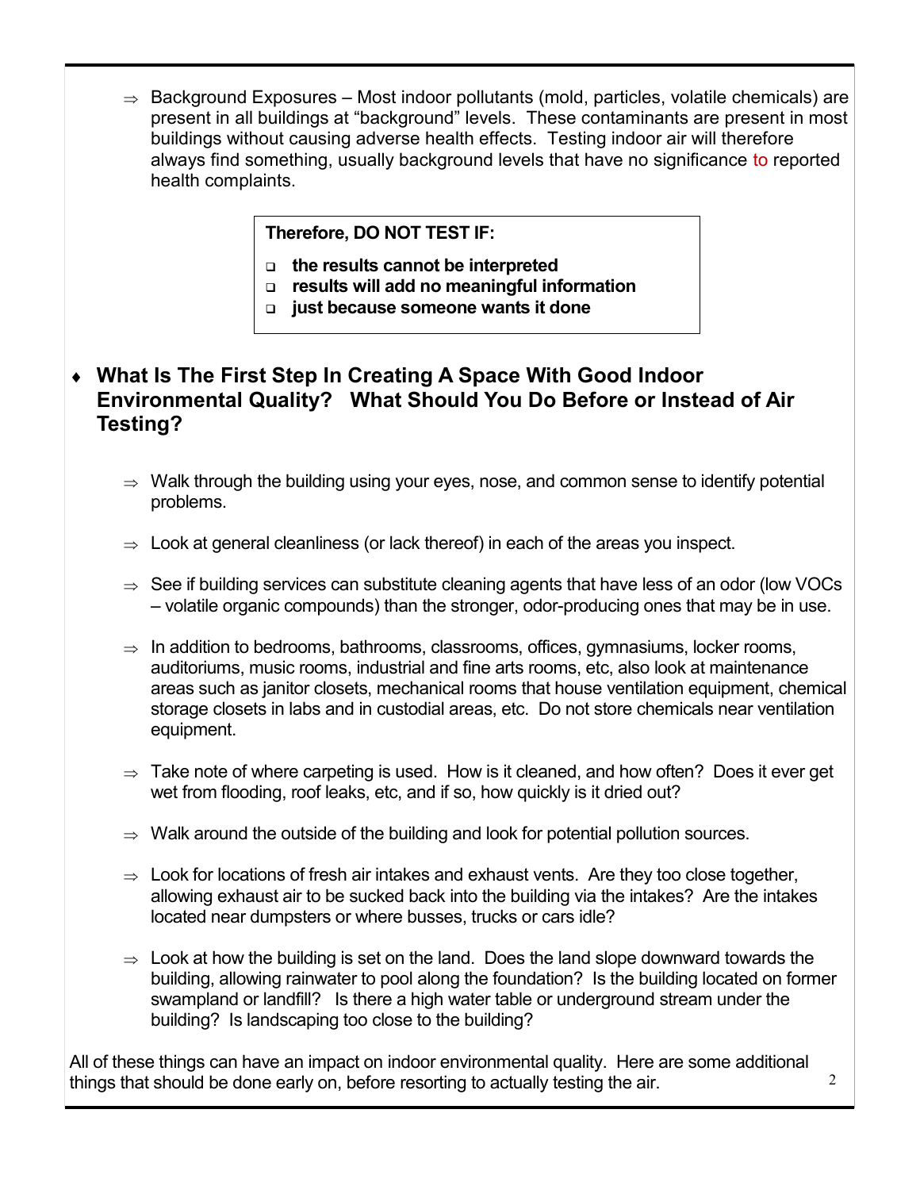- ⇒ Background Exposures – Most indoor pollutants (mold, particles, volatile chemicals) are present in all buildings at "background" levels. These contaminants are present in most buildings without causing adverse health effects. Testing indoor air will therefore always find something, usually background levels that have no significance to reported health complaints.

> **Therefore, DO NOT TEST IF:**
>
> - **the results cannot be interpreted**
> - **results will add no meaningful information**
> - **just because someone wants it done**

## ♦ What Is The First Step In Creating A Space With Good Indoor Environmental Quality? What Should You Do Before or Instead of Air Testing?

- ⇒ Walk through the building using your eyes, nose, and common sense to identify potential problems.

- ⇒ Look at general cleanliness (or lack thereof) in each of the areas you inspect.

- ⇒ See if building services can substitute cleaning agents that have less of an odor (low VOCs – volatile organic compounds) than the stronger, odor-producing ones that may be in use.

- ⇒ In addition to bedrooms, bathrooms, classrooms, offices, gymnasiums, locker rooms, auditoriums, music rooms, industrial and fine arts rooms, etc, also look at maintenance areas such as janitor closets, mechanical rooms that house ventilation equipment, chemical storage closets in labs and in custodial areas, etc. Do not store chemicals near ventilation equipment.

- ⇒ Take note of where carpeting is used. How is it cleaned, and how often? Does it ever get wet from flooding, roof leaks, etc, and if so, how quickly is it dried out?

- ⇒ Walk around the outside of the building and look for potential pollution sources.

- ⇒ Look for locations of fresh air intakes and exhaust vents. Are they too close together, allowing exhaust air to be sucked back into the building via the intakes? Are the intakes located near dumpsters or where busses, trucks or cars idle?

- ⇒ Look at how the building is set on the land. Does the land slope downward towards the building, allowing rainwater to pool along the foundation? Is the building located on former swampland or landfill? Is there a high water table or underground stream under the building? Is landscaping too close to the building?

All of these things can have an impact on indoor environmental quality. Here are some additional things that should be done early on, before resorting to actually testing the air.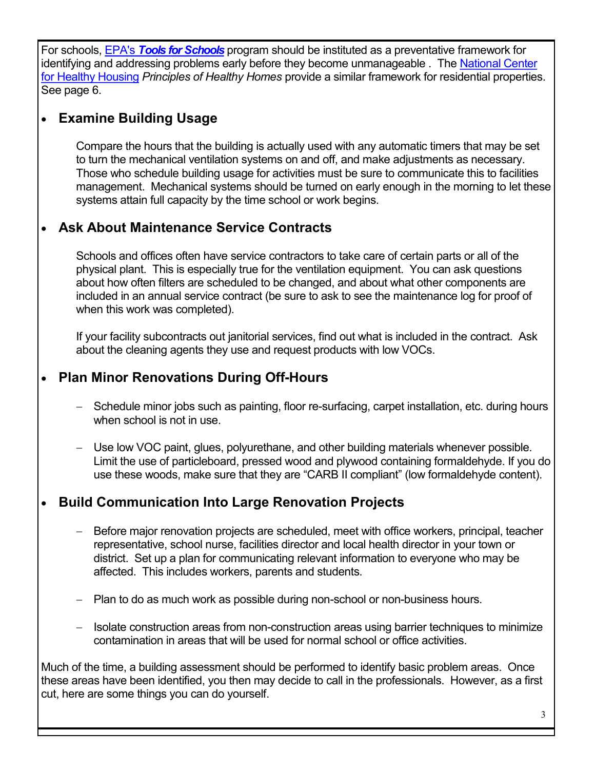For schools, [EPA's ***Tools for Schools***]() program should be instituted as a preventative framework for identifying and addressing problems early before they become unmanageable . The [National Center for Healthy Housing]() *Principles of Healthy Homes* provide a similar framework for residential properties. See page 6.

- ### Examine Building Usage

  Compare the hours that the building is actually used with any automatic timers that may be set to turn the mechanical ventilation systems on and off, and make adjustments as necessary. Those who schedule building usage for activities must be sure to communicate this to facilities management. Mechanical systems should be turned on early enough in the morning to let these systems attain full capacity by the time school or work begins.

- ### Ask About Maintenance Service Contracts

  Schools and offices often have service contractors to take care of certain parts or all of the physical plant. This is especially true for the ventilation equipment. You can ask questions about how often filters are scheduled to be changed, and about what other components are included in an annual service contract (be sure to ask to see the maintenance log for proof of when this work was completed).

  If your facility subcontracts out janitorial services, find out what is included in the contract. Ask about the cleaning agents they use and request products with low VOCs.

- ### Plan Minor Renovations During Off-Hours

  - Schedule minor jobs such as painting, floor re-surfacing, carpet installation, etc. during hours when school is not in use.
  - Use low VOC paint, glues, polyurethane, and other building materials whenever possible. Limit the use of particleboard, pressed wood and plywood containing formaldehyde. If you do use these woods, make sure that they are "CARB II compliant" (low formaldehyde content).

- ### Build Communication Into Large Renovation Projects

  - Before major renovation projects are scheduled, meet with office workers, principal, teacher representative, school nurse, facilities director and local health director in your town or district. Set up a plan for communicating relevant information to everyone who may be affected. This includes workers, parents and students.
  - Plan to do as much work as possible during non-school or non-business hours.
  - Isolate construction areas from non-construction areas using barrier techniques to minimize contamination in areas that will be used for normal school or office activities.

Much of the time, a building assessment should be performed to identify basic problem areas. Once these areas have been identified, you then may decide to call in the professionals. However, as a first cut, here are some things you can do yourself.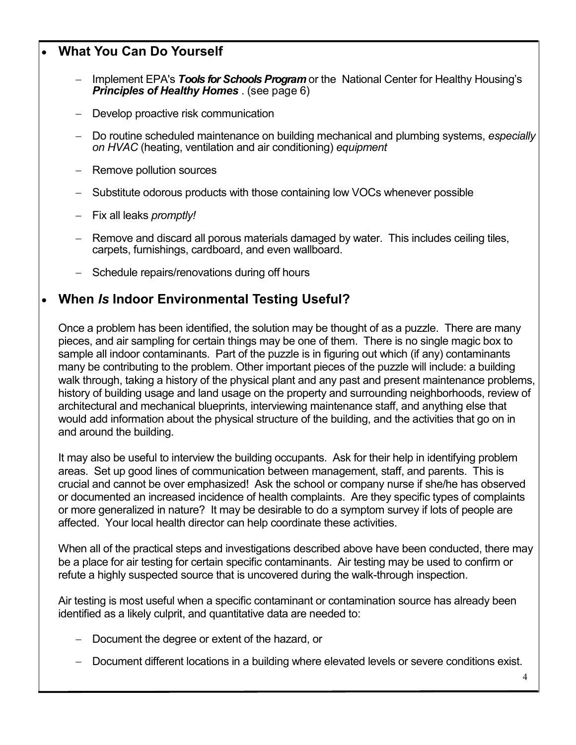- ## What You Can Do Yourself

  - Implement EPA's ***Tools for Schools Program*** or the National Center for Healthy Housing's ***Principles of Healthy Homes*** . (see page 6)
  - Develop proactive risk communication
  - Do routine scheduled maintenance on building mechanical and plumbing systems, *especially on HVAC* (heating, ventilation and air conditioning) *equipment*
  - Remove pollution sources
  - Substitute odorous products with those containing low VOCs whenever possible
  - Fix all leaks *promptly!*
  - Remove and discard all porous materials damaged by water. This includes ceiling tiles, carpets, furnishings, cardboard, and even wallboard.
  - Schedule repairs/renovations during off hours

- ## When *Is* Indoor Environmental Testing Useful?

Once a problem has been identified, the solution may be thought of as a puzzle. There are many pieces, and air sampling for certain things may be one of them. There is no single magic box to sample all indoor contaminants. Part of the puzzle is in figuring out which (if any) contaminants many be contributing to the problem. Other important pieces of the puzzle will include: a building walk through, taking a history of the physical plant and any past and present maintenance problems, history of building usage and land usage on the property and surrounding neighborhoods, review of architectural and mechanical blueprints, interviewing maintenance staff, and anything else that would add information about the physical structure of the building, and the activities that go on in and around the building.

It may also be useful to interview the building occupants. Ask for their help in identifying problem areas. Set up good lines of communication between management, staff, and parents. This is crucial and cannot be over emphasized! Ask the school or company nurse if she/he has observed or documented an increased incidence of health complaints. Are they specific types of complaints or more generalized in nature? It may be desirable to do a symptom survey if lots of people are affected. Your local health director can help coordinate these activities.

When all of the practical steps and investigations described above have been conducted, there may be a place for air testing for certain specific contaminants. Air testing may be used to confirm or refute a highly suspected source that is uncovered during the walk-through inspection.

Air testing is most useful when a specific contaminant or contamination source has already been identified as a likely culprit, and quantitative data are needed to:

- Document the degree or extent of the hazard, or
- Document different locations in a building where elevated levels or severe conditions exist.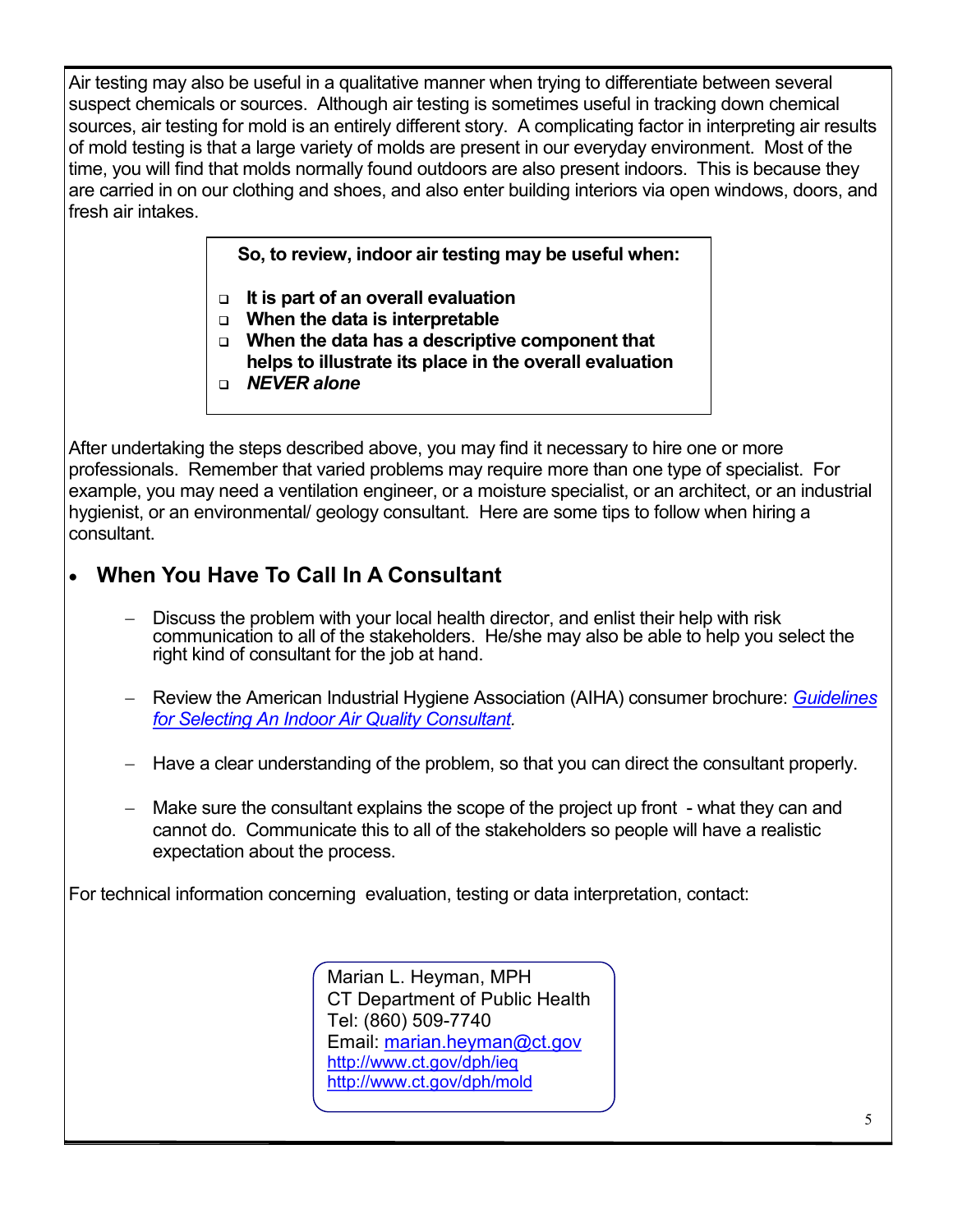Air testing may also be useful in a qualitative manner when trying to differentiate between several suspect chemicals or sources. Although air testing is sometimes useful in tracking down chemical sources, air testing for mold is an entirely different story. A complicating factor in interpreting air results of mold testing is that a large variety of molds are present in our everyday environment. Most of the time, you will find that molds normally found outdoors are also present indoors. This is because they are carried in on our clothing and shoes, and also enter building interiors via open windows, doors, and fresh air intakes.

**So, to review, indoor air testing may be useful when:**

- **It is part of an overall evaluation**
- **When the data is interpretable**
- **When the data has a descriptive component that helps to illustrate its place in the overall evaluation**
- ***NEVER alone***

After undertaking the steps described above, you may find it necessary to hire one or more professionals. Remember that varied problems may require more than one type of specialist. For example, you may need a ventilation engineer, or a moisture specialist, or an architect, or an industrial hygienist, or an environmental/ geology consultant. Here are some tips to follow when hiring a consultant.

## When You Have To Call In A Consultant

- Discuss the problem with your local health director, and enlist their help with risk communication to all of the stakeholders. He/she may also be able to help you select the right kind of consultant for the job at hand.
- Review the American Industrial Hygiene Association (AIHA) consumer brochure: *Guidelines for Selecting An Indoor Air Quality Consultant*.
- Have a clear understanding of the problem, so that you can direct the consultant properly.
- Make sure the consultant explains the scope of the project up front - what they can and cannot do. Communicate this to all of the stakeholders so people will have a realistic expectation about the process.

For technical information concerning evaluation, testing or data interpretation, contact:

Marian L. Heyman, MPH  
CT Department of Public Health  
Tel: (860) 509-7740  
Email: marian.heyman@ct.gov  
http://www.ct.gov/dph/ieq  
http://www.ct.gov/dph/mold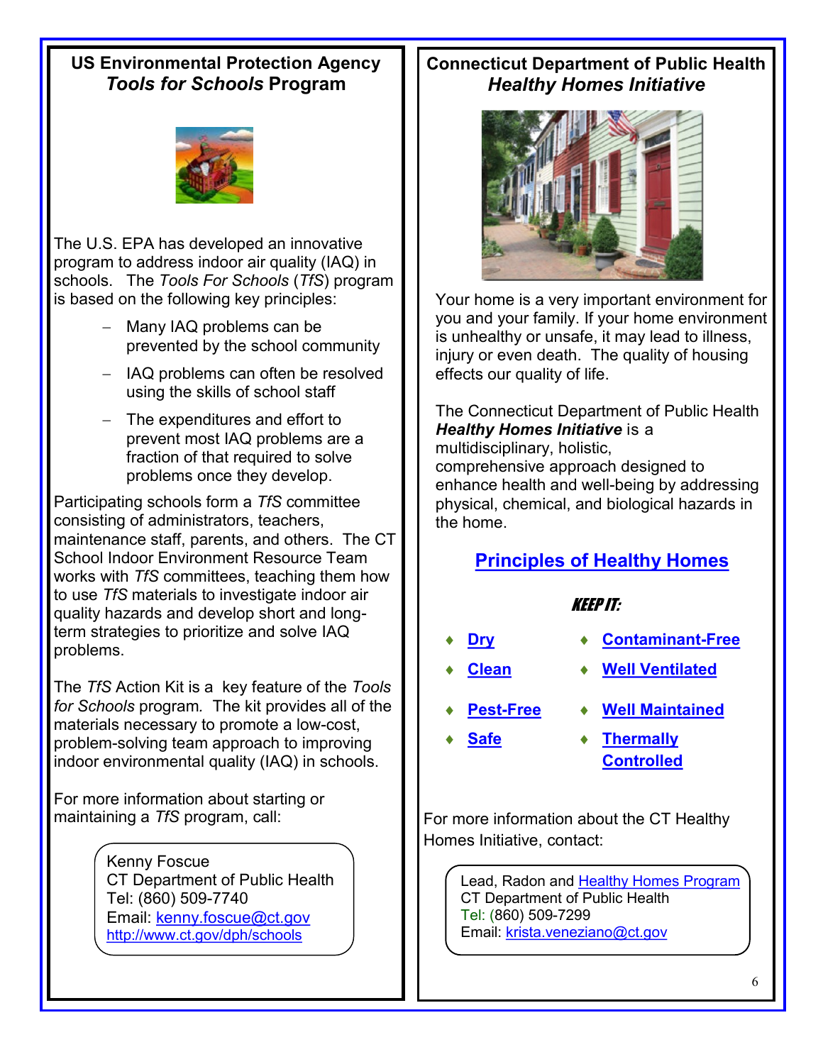## US Environmental Protection Agency *Tools for Schools* Program

The U.S. EPA has developed an innovative program to address indoor air quality (IAQ) in schools. The *Tools For Schools* (*TfS*) program is based on the following key principles:

- Many IAQ problems can be prevented by the school community
- IAQ problems can often be resolved using the skills of school staff
- The expenditures and effort to prevent most IAQ problems are a fraction of that required to solve problems once they develop.

Participating schools form a *TfS* committee consisting of administrators, teachers, maintenance staff, parents, and others. The CT School Indoor Environment Resource Team works with *TfS* committees, teaching them how to use *TfS* materials to investigate indoor air quality hazards and develop short and long-term strategies to prioritize and solve IAQ problems.

The *TfS* Action Kit is a key feature of the *Tools for Schools* program. The kit provides all of the materials necessary to promote a low-cost, problem-solving team approach to improving indoor environmental quality (IAQ) in schools.

For more information about starting or maintaining a *TfS* program, call:

Kenny Foscue
CT Department of Public Health
Tel: (860) 509-7740
Email: kenny.foscue@ct.gov
http://www.ct.gov/dph/schools

## Connecticut Department of Public Health *Healthy Homes Initiative*

Your home is a very important environment for you and your family. If your home environment is unhealthy or unsafe, it may lead to illness, injury or even death. The quality of housing effects our quality of life.

The Connecticut Department of Public Health ***Healthy Homes Initiative*** is a multidisciplinary, holistic, comprehensive approach designed to enhance health and well-being by addressing physical, chemical, and biological hazards in the home.

### Principles of Healthy Homes

***KEEP IT:***

- Dry
- Clean
- Pest-Free
- Safe
- Contaminant-Free
- Well Ventilated
- Well Maintained
- Thermally Controlled

For more information about the CT Healthy Homes Initiative, contact:

Lead, Radon and Healthy Homes Program
CT Department of Public Health
Tel: (860) 509-7299
Email: krista.veneziano@ct.gov